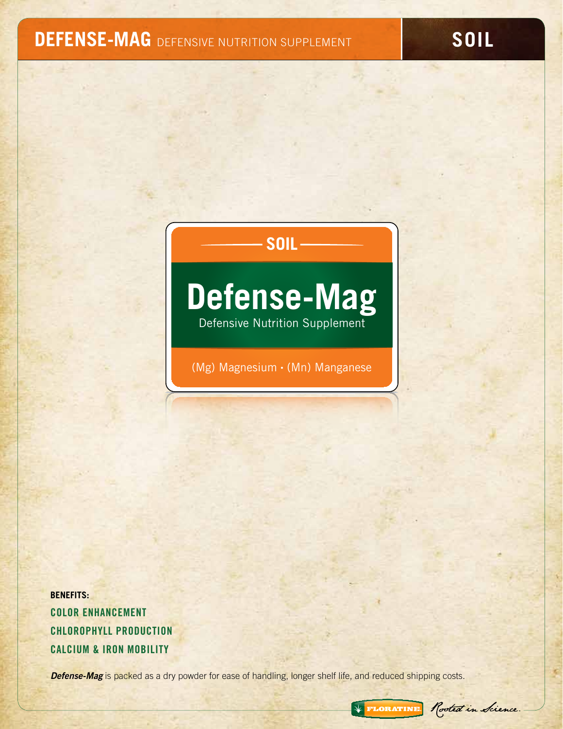# DEFENSE-MAG DEFENSIVE NUTRITION SUPPLEMENT

**SOIL**

SOIL

## Defense-Mag

Defensive Nutrition Supplement

(Mg) Magnesium • (Mn) Manganese

**BENEFITS:**

**COLOR ENHANCEMENT**

**CHLOROPHYLL PRODUCTION**

**CALCIUM & IRON MOBILITY**

***Defense-Mag*** is packed as a dry powder for ease of handling, longer shelf life, and reduced shipping costs.

FLORATINE. Rooted in Science.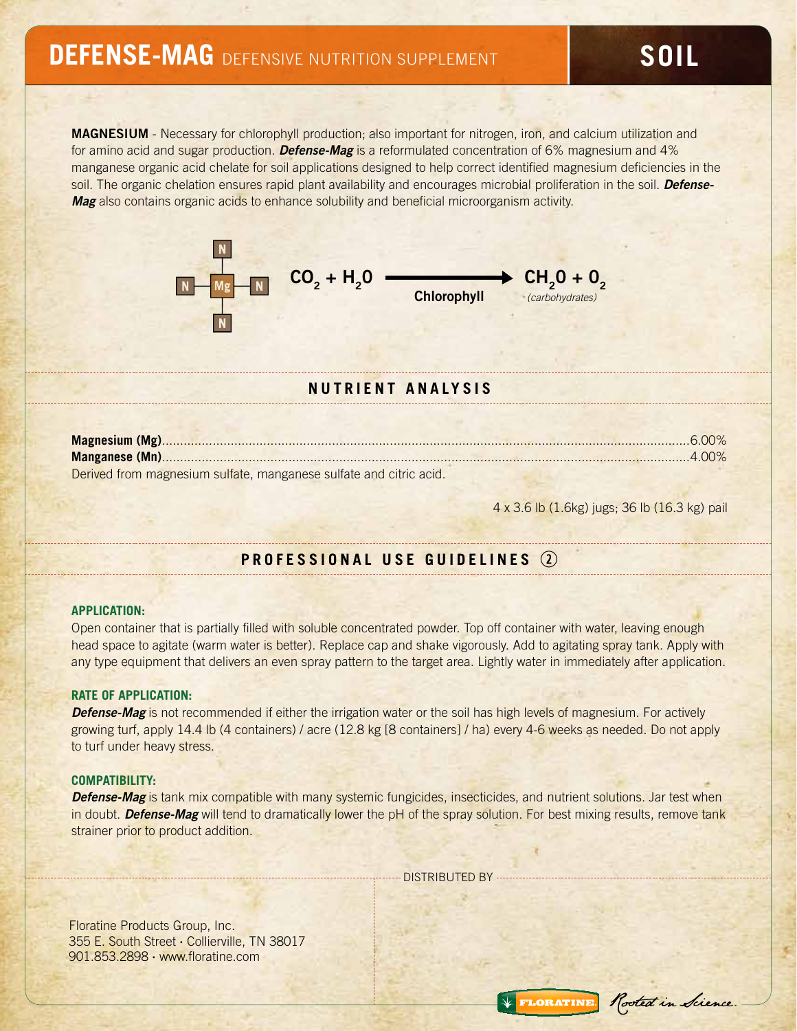# DEFENSE-MAG DEFENSIVE NUTRITION SUPPLEMENT

## SOIL

**MAGNESIUM** - Necessary for chlorophyll production; also important for nitrogen, iron, and calcium utilization and for amino acid and sugar production. ***Defense-Mag*** is a reformulated concentration of 6% magnesium and 4% manganese organic acid chelate for soil applications designed to help correct identified magnesium deficiencies in the soil. The organic chelation ensures rapid plant availability and encourages microbial proliferation in the soil. ***Defense-Mag*** also contains organic acids to enhance solubility and beneficial microorganism activity.

$$CO_2 + H_2O \xrightarrow{\text{Chlorophyll}} CH_2O + O_2$$

*(carbohydrates)*

## NUTRIENT ANALYSIS

**Magnesium (Mg)**.......6.00%
**Manganese (Mn)**.......4.00%
Derived from magnesium sulfate, manganese sulfate and citric acid.

4 x 3.6 lb (1.6kg) jugs; 36 lb (16.3 kg) pail

## PROFESSIONAL USE GUIDELINES ②

### APPLICATION:

Open container that is partially filled with soluble concentrated powder. Top off container with water, leaving enough head space to agitate (warm water is better). Replace cap and shake vigorously. Add to agitating spray tank. Apply with any type equipment that delivers an even spray pattern to the target area. Lightly water in immediately after application.

### RATE OF APPLICATION:

***Defense-Mag*** is not recommended if either the irrigation water or the soil has high levels of magnesium. For actively growing turf, apply 14.4 lb (4 containers) / acre (12.8 kg [8 containers] / ha) every 4-6 weeks as needed. Do not apply to turf under heavy stress.

### COMPATIBILITY:

***Defense-Mag*** is tank mix compatible with many systemic fungicides, insecticides, and nutrient solutions. Jar test when in doubt. ***Defense-Mag*** will tend to dramatically lower the pH of the spray solution. For best mixing results, remove tank strainer prior to product addition.

DISTRIBUTED BY

Floratine Products Group, Inc.
355 E. South Street • Collierville, TN 38017
901.853.2898 • www.floratine.com

FLORATINE *Rooted in Science.*